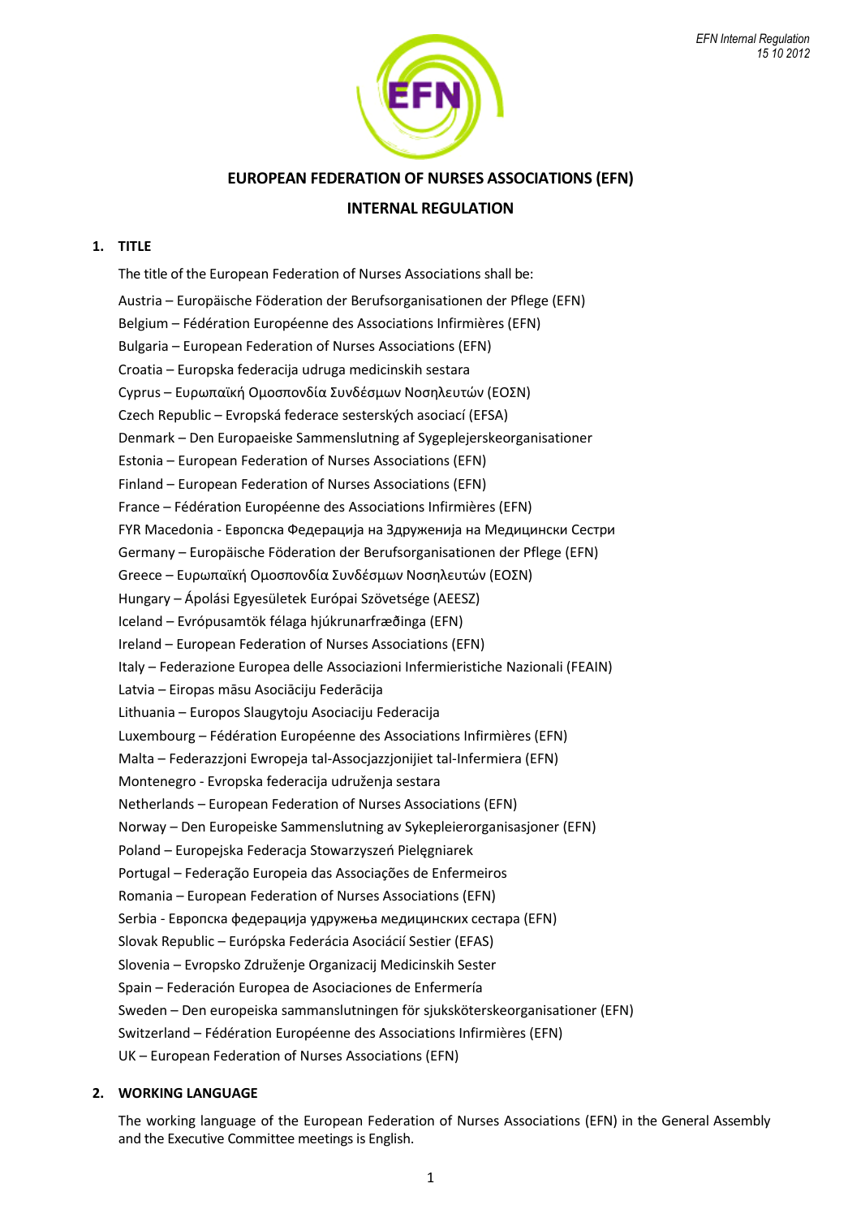# EUROPEAN FEDERATION OF NURSES ASSOCIATIONS (EFN)

## INTERNAL REGULATION

### 1. TITLE

The title of the European Federation of Nurses Associations shall be:

Austria – Europäische Föderation der Berufsorganisationen der Pflege (EFN)
Belgium – Fédération Européenne des Associations Infirmières (EFN)
Bulgaria – European Federation of Nurses Associations (EFN)
Croatia – Europska federacija udruga medicinskih sestara
Cyprus – Ευρωπαϊκή Ομοσπονδία Συνδέσμων Νοσηλευτών (ΕΟΣΝ)
Czech Republic – Evropská federace sesterských asociací (EFSA)
Denmark – Den Europaeiske Sammenslutning af Sygeplejerskeorganisationer
Estonia – European Federation of Nurses Associations (EFN)
Finland – European Federation of Nurses Associations (EFN)
France – Fédération Européenne des Associations Infirmières (EFN)
FYR Macedonia - Европска Федерација на Здруженија на Медицински Сестри
Germany – Europäische Föderation der Berufsorganisationen der Pflege (EFN)
Greece – Ευρωπαϊκή Ομοσπονδία Συνδέσμων Νοσηλευτών (ΕΟΣΝ)
Hungary – Ápolási Egyesületek Európai Szövetsége (AEESZ)
Iceland – Evrópusamtök félaga hjúkrunarfræðinga (EFN)
Ireland – European Federation of Nurses Associations (EFN)
Italy – Federazione Europea delle Associazioni Infermieristiche Nazionali (FEAIN)
Latvia – Eiropas māsu Asociāciju Federācija
Lithuania – Europos Slaugytoju Asociaciju Federacija
Luxembourg – Fédération Européenne des Associations Infirmières (EFN)
Malta – Federazzjoni Ewropeja tal-Assocjazzjonijiet tal-Infermiera (EFN)
Montenegro - Evropska federacija udruženja sestara
Netherlands – European Federation of Nurses Associations (EFN)
Norway – Den Europeiske Sammenslutning av Sykepleierorganisasjoner (EFN)
Poland – Europejska Federacja Stowarzyszeń Pielęgniarek
Portugal – Federação Europeia das Associações de Enfermeiros
Romania – European Federation of Nurses Associations (EFN)
Serbia - Европска федерација удружења медицинских сестара (EFN)
Slovak Republic – Európska Federácia Asociácií Sestier (EFAS)
Slovenia – Evropsko Združenje Organizacij Medicinskih Sester
Spain – Federación Europea de Asociaciones de Enfermería
Sweden – Den europeiska sammanslutningen för sjuksköterskeorganisationer (EFN)
Switzerland – Fédération Européenne des Associations Infirmières (EFN)
UK – European Federation of Nurses Associations (EFN)

### 2. WORKING LANGUAGE

The working language of the European Federation of Nurses Associations (EFN) in the General Assembly and the Executive Committee meetings is English.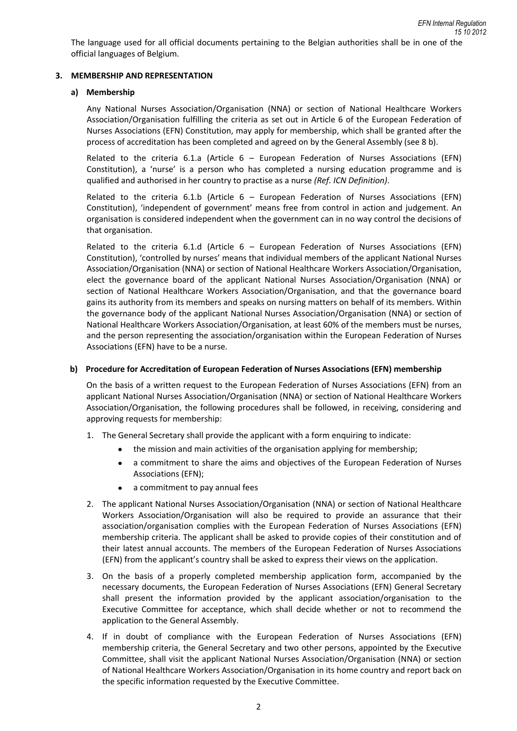The language used for all official documents pertaining to the Belgian authorities shall be in one of the official languages of Belgium.

## 3. MEMBERSHIP AND REPRESENTATION

### a) Membership

Any National Nurses Association/Organisation (NNA) or section of National Healthcare Workers Association/Organisation fulfilling the criteria as set out in Article 6 of the European Federation of Nurses Associations (EFN) Constitution, may apply for membership, which shall be granted after the process of accreditation has been completed and agreed on by the General Assembly (see 8 b).

Related to the criteria 6.1.a (Article 6 – European Federation of Nurses Associations (EFN) Constitution), a 'nurse' is a person who has completed a nursing education programme and is qualified and authorised in her country to practise as a nurse *(Ref. ICN Definition)*.

Related to the criteria 6.1.b (Article 6 – European Federation of Nurses Associations (EFN) Constitution), 'independent of government' means free from control in action and judgement. An organisation is considered independent when the government can in no way control the decisions of that organisation.

Related to the criteria 6.1.d (Article 6 – European Federation of Nurses Associations (EFN) Constitution), 'controlled by nurses' means that individual members of the applicant National Nurses Association/Organisation (NNA) or section of National Healthcare Workers Association/Organisation, elect the governance board of the applicant National Nurses Association/Organisation (NNA) or section of National Healthcare Workers Association/Organisation, and that the governance board gains its authority from its members and speaks on nursing matters on behalf of its members. Within the governance body of the applicant National Nurses Association/Organisation (NNA) or section of National Healthcare Workers Association/Organisation, at least 60% of the members must be nurses, and the person representing the association/organisation within the European Federation of Nurses Associations (EFN) have to be a nurse.

### b) Procedure for Accreditation of European Federation of Nurses Associations (EFN) membership

On the basis of a written request to the European Federation of Nurses Associations (EFN) from an applicant National Nurses Association/Organisation (NNA) or section of National Healthcare Workers Association/Organisation, the following procedures shall be followed, in receiving, considering and approving requests for membership:

1. The General Secretary shall provide the applicant with a form enquiring to indicate:
   - the mission and main activities of the organisation applying for membership;
   - a commitment to share the aims and objectives of the European Federation of Nurses Associations (EFN);
   - a commitment to pay annual fees
2. The applicant National Nurses Association/Organisation (NNA) or section of National Healthcare Workers Association/Organisation will also be required to provide an assurance that their association/organisation complies with the European Federation of Nurses Associations (EFN) membership criteria. The applicant shall be asked to provide copies of their constitution and of their latest annual accounts. The members of the European Federation of Nurses Associations (EFN) from the applicant's country shall be asked to express their views on the application.
3. On the basis of a properly completed membership application form, accompanied by the necessary documents, the European Federation of Nurses Associations (EFN) General Secretary shall present the information provided by the applicant association/organisation to the Executive Committee for acceptance, which shall decide whether or not to recommend the application to the General Assembly.
4. If in doubt of compliance with the European Federation of Nurses Associations (EFN) membership criteria, the General Secretary and two other persons, appointed by the Executive Committee, shall visit the applicant National Nurses Association/Organisation (NNA) or section of National Healthcare Workers Association/Organisation in its home country and report back on the specific information requested by the Executive Committee.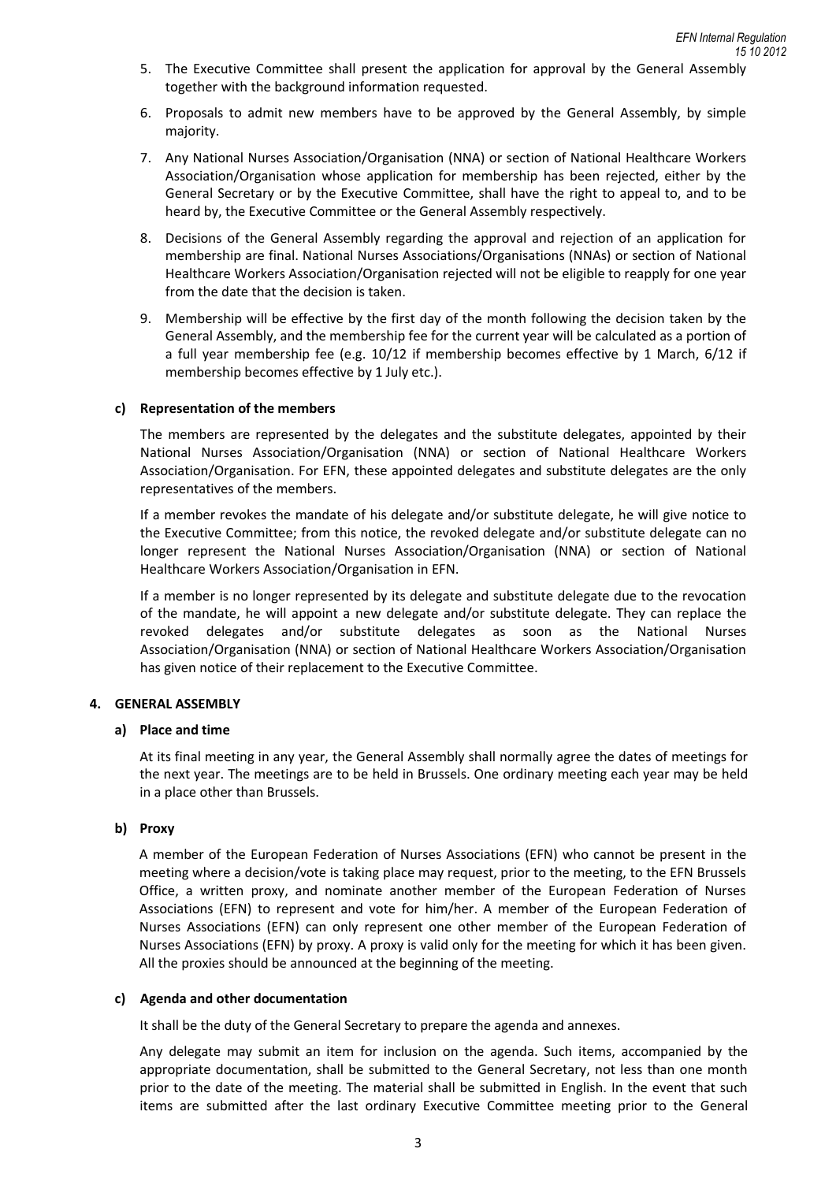5. The Executive Committee shall present the application for approval by the General Assembly together with the background information requested.

6. Proposals to admit new members have to be approved by the General Assembly, by simple majority.

7. Any National Nurses Association/Organisation (NNA) or section of National Healthcare Workers Association/Organisation whose application for membership has been rejected, either by the General Secretary or by the Executive Committee, shall have the right to appeal to, and to be heard by, the Executive Committee or the General Assembly respectively.

8. Decisions of the General Assembly regarding the approval and rejection of an application for membership are final. National Nurses Associations/Organisations (NNAs) or section of National Healthcare Workers Association/Organisation rejected will not be eligible to reapply for one year from the date that the decision is taken.

9. Membership will be effective by the first day of the month following the decision taken by the General Assembly, and the membership fee for the current year will be calculated as a portion of a full year membership fee (e.g. 10/12 if membership becomes effective by 1 March, 6/12 if membership becomes effective by 1 July etc.).

### c) Representation of the members

The members are represented by the delegates and the substitute delegates, appointed by their National Nurses Association/Organisation (NNA) or section of National Healthcare Workers Association/Organisation. For EFN, these appointed delegates and substitute delegates are the only representatives of the members.

If a member revokes the mandate of his delegate and/or substitute delegate, he will give notice to the Executive Committee; from this notice, the revoked delegate and/or substitute delegate can no longer represent the National Nurses Association/Organisation (NNA) or section of National Healthcare Workers Association/Organisation in EFN.

If a member is no longer represented by its delegate and substitute delegate due to the revocation of the mandate, he will appoint a new delegate and/or substitute delegate. They can replace the revoked delegates and/or substitute delegates as soon as the National Nurses Association/Organisation (NNA) or section of National Healthcare Workers Association/Organisation has given notice of their replacement to the Executive Committee.

## 4. GENERAL ASSEMBLY

### a) Place and time

At its final meeting in any year, the General Assembly shall normally agree the dates of meetings for the next year. The meetings are to be held in Brussels. One ordinary meeting each year may be held in a place other than Brussels.

### b) Proxy

A member of the European Federation of Nurses Associations (EFN) who cannot be present in the meeting where a decision/vote is taking place may request, prior to the meeting, to the EFN Brussels Office, a written proxy, and nominate another member of the European Federation of Nurses Associations (EFN) to represent and vote for him/her. A member of the European Federation of Nurses Associations (EFN) can only represent one other member of the European Federation of Nurses Associations (EFN) by proxy. A proxy is valid only for the meeting for which it has been given. All the proxies should be announced at the beginning of the meeting.

### c) Agenda and other documentation

It shall be the duty of the General Secretary to prepare the agenda and annexes.

Any delegate may submit an item for inclusion on the agenda. Such items, accompanied by the appropriate documentation, shall be submitted to the General Secretary, not less than one month prior to the date of the meeting. The material shall be submitted in English. In the event that such items are submitted after the last ordinary Executive Committee meeting prior to the General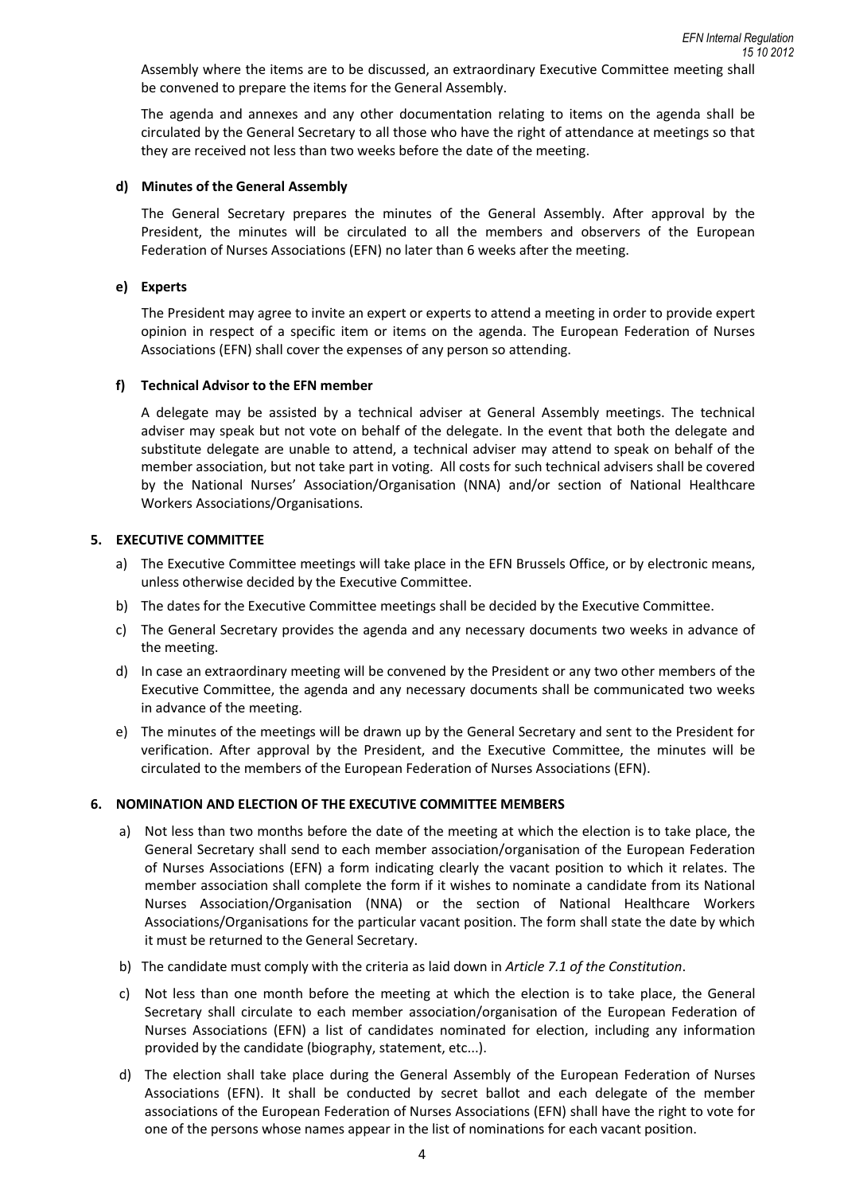Assembly where the items are to be discussed, an extraordinary Executive Committee meeting shall be convened to prepare the items for the General Assembly.

The agenda and annexes and any other documentation relating to items on the agenda shall be circulated by the General Secretary to all those who have the right of attendance at meetings so that they are received not less than two weeks before the date of the meeting.

**d) Minutes of the General Assembly**

The General Secretary prepares the minutes of the General Assembly. After approval by the President, the minutes will be circulated to all the members and observers of the European Federation of Nurses Associations (EFN) no later than 6 weeks after the meeting.

**e) Experts**

The President may agree to invite an expert or experts to attend a meeting in order to provide expert opinion in respect of a specific item or items on the agenda. The European Federation of Nurses Associations (EFN) shall cover the expenses of any person so attending.

**f) Technical Advisor to the EFN member**

A delegate may be assisted by a technical adviser at General Assembly meetings. The technical adviser may speak but not vote on behalf of the delegate. In the event that both the delegate and substitute delegate are unable to attend, a technical adviser may attend to speak on behalf of the member association, but not take part in voting. All costs for such technical advisers shall be covered by the National Nurses' Association/Organisation (NNA) and/or section of National Healthcare Workers Associations/Organisations.

## 5. EXECUTIVE COMMITTEE

a) The Executive Committee meetings will take place in the EFN Brussels Office, or by electronic means, unless otherwise decided by the Executive Committee.

b) The dates for the Executive Committee meetings shall be decided by the Executive Committee.

c) The General Secretary provides the agenda and any necessary documents two weeks in advance of the meeting.

d) In case an extraordinary meeting will be convened by the President or any two other members of the Executive Committee, the agenda and any necessary documents shall be communicated two weeks in advance of the meeting.

e) The minutes of the meetings will be drawn up by the General Secretary and sent to the President for verification. After approval by the President, and the Executive Committee, the minutes will be circulated to the members of the European Federation of Nurses Associations (EFN).

## 6. NOMINATION AND ELECTION OF THE EXECUTIVE COMMITTEE MEMBERS

a) Not less than two months before the date of the meeting at which the election is to take place, the General Secretary shall send to each member association/organisation of the European Federation of Nurses Associations (EFN) a form indicating clearly the vacant position to which it relates. The member association shall complete the form if it wishes to nominate a candidate from its National Nurses Association/Organisation (NNA) or the section of National Healthcare Workers Associations/Organisations for the particular vacant position. The form shall state the date by which it must be returned to the General Secretary.

b) The candidate must comply with the criteria as laid down in *Article 7.1 of the Constitution*.

c) Not less than one month before the meeting at which the election is to take place, the General Secretary shall circulate to each member association/organisation of the European Federation of Nurses Associations (EFN) a list of candidates nominated for election, including any information provided by the candidate (biography, statement, etc...).

d) The election shall take place during the General Assembly of the European Federation of Nurses Associations (EFN). It shall be conducted by secret ballot and each delegate of the member associations of the European Federation of Nurses Associations (EFN) shall have the right to vote for one of the persons whose names appear in the list of nominations for each vacant position.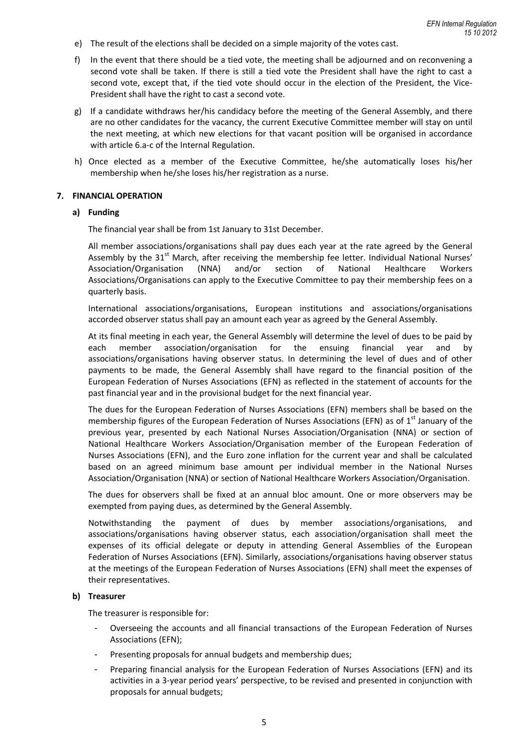e) The result of the elections shall be decided on a simple majority of the votes cast.

f) In the event that there should be a tied vote, the meeting shall be adjourned and on reconvening a second vote shall be taken. If there is still a tied vote the President shall have the right to cast a second vote, except that, if the tied vote should occur in the election of the President, the Vice-President shall have the right to cast a second vote.

g) If a candidate withdraws her/his candidacy before the meeting of the General Assembly, and there are no other candidates for the vacancy, the current Executive Committee member will stay on until the next meeting, at which new elections for that vacant position will be organised in accordance with article 6.a-c of the Internal Regulation.

h) Once elected as a member of the Executive Committee, he/she automatically loses his/her membership when he/she loses his/her registration as a nurse.

## 7. FINANCIAL OPERATION

### a) Funding

The financial year shall be from 1st January to 31st December.

All member associations/organisations shall pay dues each year at the rate agreed by the General Assembly by the 31st March, after receiving the membership fee letter. Individual National Nurses' Association/Organisation (NNA) and/or section of National Healthcare Workers Associations/Organisations can apply to the Executive Committee to pay their membership fees on a quarterly basis.

International associations/organisations, European institutions and associations/organisations accorded observer status shall pay an amount each year as agreed by the General Assembly.

At its final meeting in each year, the General Assembly will determine the level of dues to be paid by each member association/organisation for the ensuing financial year and by associations/organisations having observer status. In determining the level of dues and of other payments to be made, the General Assembly shall have regard to the financial position of the European Federation of Nurses Associations (EFN) as reflected in the statement of accounts for the past financial year and in the provisional budget for the next financial year.

The dues for the European Federation of Nurses Associations (EFN) members shall be based on the membership figures of the European Federation of Nurses Associations (EFN) as of 1st January of the previous year, presented by each National Nurses Association/Organisation (NNA) or section of National Healthcare Workers Association/Organisation member of the European Federation of Nurses Associations (EFN), and the Euro zone inflation for the current year and shall be calculated based on an agreed minimum base amount per individual member in the National Nurses Association/Organisation (NNA) or section of National Healthcare Workers Association/Organisation.

The dues for observers shall be fixed at an annual bloc amount. One or more observers may be exempted from paying dues, as determined by the General Assembly.

Notwithstanding the payment of dues by member associations/organisations, and associations/organisations having observer status, each association/organisation shall meet the expenses of its official delegate or deputy in attending General Assemblies of the European Federation of Nurses Associations (EFN). Similarly, associations/organisations having observer status at the meetings of the European Federation of Nurses Associations (EFN) shall meet the expenses of their representatives.

### b) Treasurer

The treasurer is responsible for:

- Overseeing the accounts and all financial transactions of the European Federation of Nurses Associations (EFN);
- Presenting proposals for annual budgets and membership dues;
- Preparing financial analysis for the European Federation of Nurses Associations (EFN) and its activities in a 3-year period years' perspective, to be revised and presented in conjunction with proposals for annual budgets;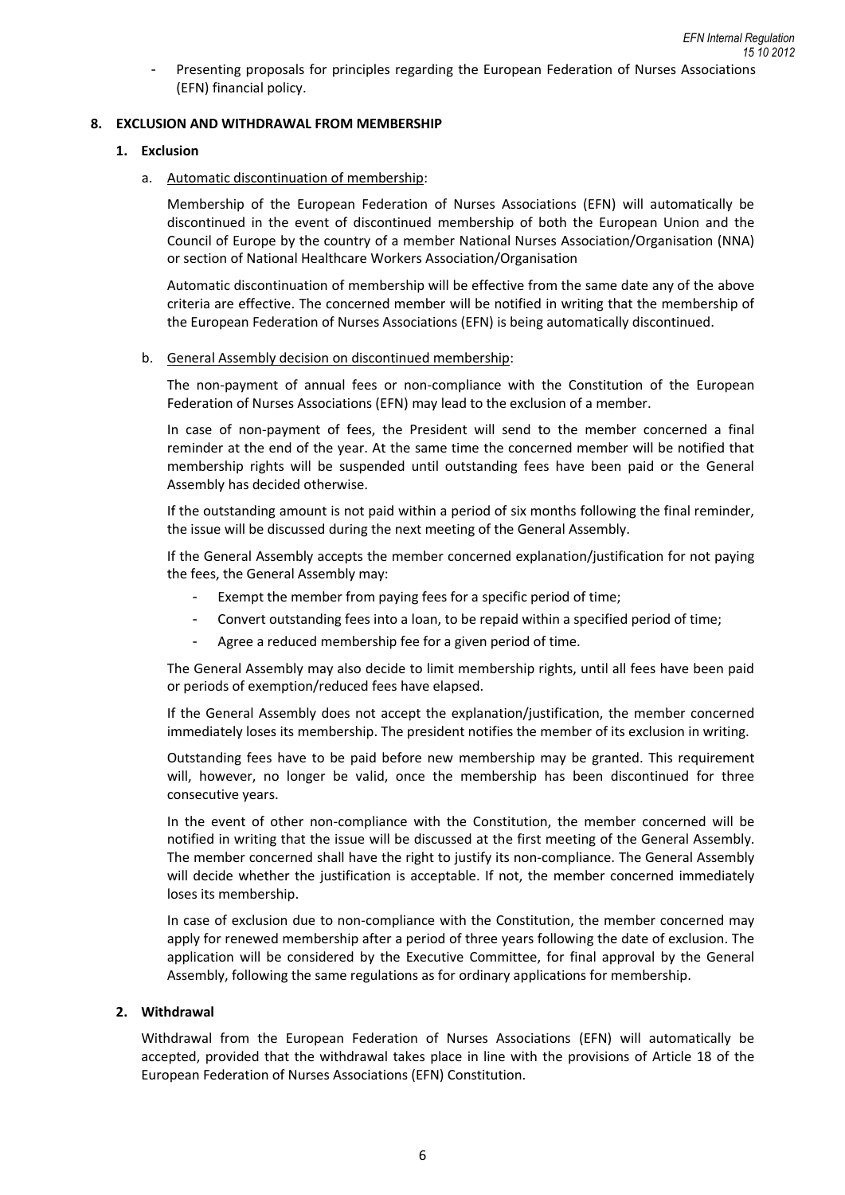- Presenting proposals for principles regarding the European Federation of Nurses Associations (EFN) financial policy.

## 8. EXCLUSION AND WITHDRAWAL FROM MEMBERSHIP

### 1. Exclusion

a. Automatic discontinuation of membership:

Membership of the European Federation of Nurses Associations (EFN) will automatically be discontinued in the event of discontinued membership of both the European Union and the Council of Europe by the country of a member National Nurses Association/Organisation (NNA) or section of National Healthcare Workers Association/Organisation

Automatic discontinuation of membership will be effective from the same date any of the above criteria are effective. The concerned member will be notified in writing that the membership of the European Federation of Nurses Associations (EFN) is being automatically discontinued.

b. General Assembly decision on discontinued membership:

The non-payment of annual fees or non-compliance with the Constitution of the European Federation of Nurses Associations (EFN) may lead to the exclusion of a member.

In case of non-payment of fees, the President will send to the member concerned a final reminder at the end of the year. At the same time the concerned member will be notified that membership rights will be suspended until outstanding fees have been paid or the General Assembly has decided otherwise.

If the outstanding amount is not paid within a period of six months following the final reminder, the issue will be discussed during the next meeting of the General Assembly.

If the General Assembly accepts the member concerned explanation/justification for not paying the fees, the General Assembly may:

- Exempt the member from paying fees for a specific period of time;
- Convert outstanding fees into a loan, to be repaid within a specified period of time;
- Agree a reduced membership fee for a given period of time.

The General Assembly may also decide to limit membership rights, until all fees have been paid or periods of exemption/reduced fees have elapsed.

If the General Assembly does not accept the explanation/justification, the member concerned immediately loses its membership. The president notifies the member of its exclusion in writing.

Outstanding fees have to be paid before new membership may be granted. This requirement will, however, no longer be valid, once the membership has been discontinued for three consecutive years.

In the event of other non-compliance with the Constitution, the member concerned will be notified in writing that the issue will be discussed at the first meeting of the General Assembly. The member concerned shall have the right to justify its non-compliance. The General Assembly will decide whether the justification is acceptable. If not, the member concerned immediately loses its membership.

In case of exclusion due to non-compliance with the Constitution, the member concerned may apply for renewed membership after a period of three years following the date of exclusion. The application will be considered by the Executive Committee, for final approval by the General Assembly, following the same regulations as for ordinary applications for membership.

### 2. Withdrawal

Withdrawal from the European Federation of Nurses Associations (EFN) will automatically be accepted, provided that the withdrawal takes place in line with the provisions of Article 18 of the European Federation of Nurses Associations (EFN) Constitution.